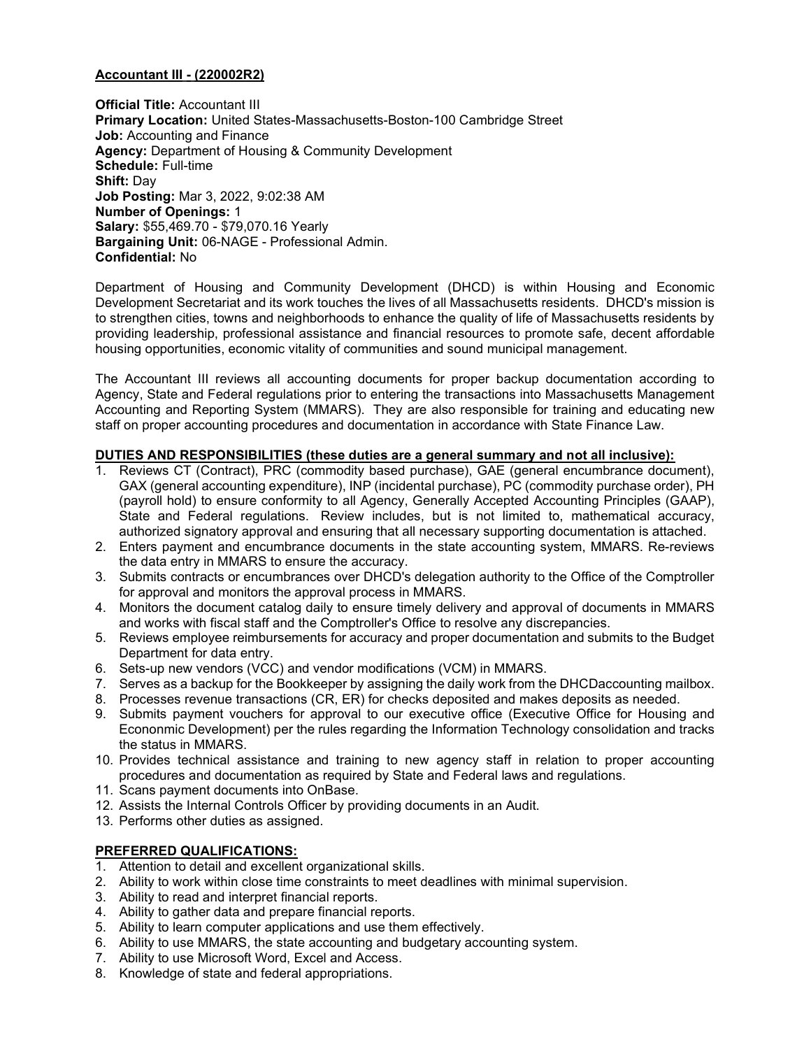# Accountant III - (220002R2)

**Official Title:** Accountant III
**Primary Location:** United States-Massachusetts-Boston-100 Cambridge Street
**Job:** Accounting and Finance
**Agency:** Department of Housing & Community Development
**Schedule:** Full-time
**Shift:** Day
**Job Posting:** Mar 3, 2022, 9:02:38 AM
**Number of Openings:** 1
**Salary:** $55,469.70 - $79,070.16 Yearly
**Bargaining Unit:** 06-NAGE - Professional Admin.
**Confidential:** No

Department of Housing and Community Development (DHCD) is within Housing and Economic Development Secretariat and its work touches the lives of all Massachusetts residents. DHCD's mission is to strengthen cities, towns and neighborhoods to enhance the quality of life of Massachusetts residents by providing leadership, professional assistance and financial resources to promote safe, decent affordable housing opportunities, economic vitality of communities and sound municipal management.

The Accountant III reviews all accounting documents for proper backup documentation according to Agency, State and Federal regulations prior to entering the transactions into Massachusetts Management Accounting and Reporting System (MMARS). They are also responsible for training and educating new staff on proper accounting procedures and documentation in accordance with State Finance Law.

## DUTIES AND RESPONSIBILITIES (these duties are a general summary and not all inclusive):

1. Reviews CT (Contract), PRC (commodity based purchase), GAE (general encumbrance document), GAX (general accounting expenditure), INP (incidental purchase), PC (commodity purchase order), PH (payroll hold) to ensure conformity to all Agency, Generally Accepted Accounting Principles (GAAP), State and Federal regulations. Review includes, but is not limited to, mathematical accuracy, authorized signatory approval and ensuring that all necessary supporting documentation is attached.
2. Enters payment and encumbrance documents in the state accounting system, MMARS. Re-reviews the data entry in MMARS to ensure the accuracy.
3. Submits contracts or encumbrances over DHCD's delegation authority to the Office of the Comptroller for approval and monitors the approval process in MMARS.
4. Monitors the document catalog daily to ensure timely delivery and approval of documents in MMARS and works with fiscal staff and the Comptroller's Office to resolve any discrepancies.
5. Reviews employee reimbursements for accuracy and proper documentation and submits to the Budget Department for data entry.
6. Sets-up new vendors (VCC) and vendor modifications (VCM) in MMARS.
7. Serves as a backup for the Bookkeeper by assigning the daily work from the DHCDaccounting mailbox.
8. Processes revenue transactions (CR, ER) for checks deposited and makes deposits as needed.
9. Submits payment vouchers for approval to our executive office (Executive Office for Housing and Econonmic Development) per the rules regarding the Information Technology consolidation and tracks the status in MMARS.
10. Provides technical assistance and training to new agency staff in relation to proper accounting procedures and documentation as required by State and Federal laws and regulations.
11. Scans payment documents into OnBase.
12. Assists the Internal Controls Officer by providing documents in an Audit.
13. Performs other duties as assigned.

## PREFERRED QUALIFICATIONS:

1. Attention to detail and excellent organizational skills.
2. Ability to work within close time constraints to meet deadlines with minimal supervision.
3. Ability to read and interpret financial reports.
4. Ability to gather data and prepare financial reports.
5. Ability to learn computer applications and use them effectively.
6. Ability to use MMARS, the state accounting and budgetary accounting system.
7. Ability to use Microsoft Word, Excel and Access.
8. Knowledge of state and federal appropriations.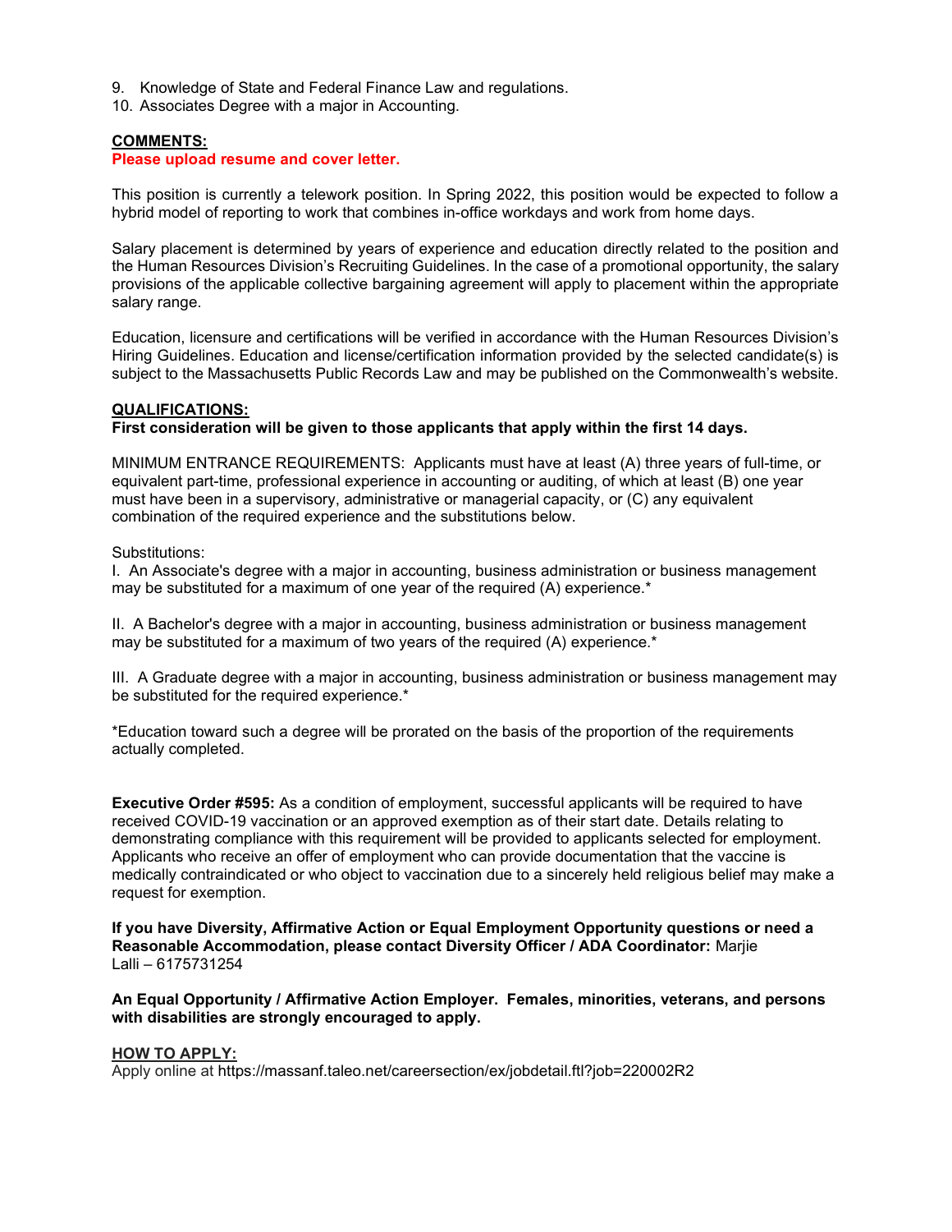9. Knowledge of State and Federal Finance Law and regulations.
10. Associates Degree with a major in Accounting.

**COMMENTS:**

**Please upload resume and cover letter.**

This position is currently a telework position. In Spring 2022, this position would be expected to follow a hybrid model of reporting to work that combines in-office workdays and work from home days.

Salary placement is determined by years of experience and education directly related to the position and the Human Resources Division's Recruiting Guidelines. In the case of a promotional opportunity, the salary provisions of the applicable collective bargaining agreement will apply to placement within the appropriate salary range.

Education, licensure and certifications will be verified in accordance with the Human Resources Division's Hiring Guidelines. Education and license/certification information provided by the selected candidate(s) is subject to the Massachusetts Public Records Law and may be published on the Commonwealth's website.

**QUALIFICATIONS:**

**First consideration will be given to those applicants that apply within the first 14 days.**

MINIMUM ENTRANCE REQUIREMENTS: Applicants must have at least (A) three years of full-time, or equivalent part-time, professional experience in accounting or auditing, of which at least (B) one year must have been in a supervisory, administrative or managerial capacity, or (C) any equivalent combination of the required experience and the substitutions below.

Substitutions:

I. An Associate's degree with a major in accounting, business administration or business management may be substituted for a maximum of one year of the required (A) experience.*

II. A Bachelor's degree with a major in accounting, business administration or business management may be substituted for a maximum of two years of the required (A) experience.*

III. A Graduate degree with a major in accounting, business administration or business management may be substituted for the required experience.*

*Education toward such a degree will be prorated on the basis of the proportion of the requirements actually completed.

**Executive Order #595:** As a condition of employment, successful applicants will be required to have received COVID-19 vaccination or an approved exemption as of their start date. Details relating to demonstrating compliance with this requirement will be provided to applicants selected for employment. Applicants who receive an offer of employment who can provide documentation that the vaccine is medically contraindicated or who object to vaccination due to a sincerely held religious belief may make a request for exemption.

**If you have Diversity, Affirmative Action or Equal Employment Opportunity questions or need a Reasonable Accommodation, please contact Diversity Officer / ADA Coordinator:** Marjie Lalli – 6175731254

**An Equal Opportunity / Affirmative Action Employer. Females, minorities, veterans, and persons with disabilities are strongly encouraged to apply.**

**HOW TO APPLY:**

Apply online at https://massanf.taleo.net/careersection/ex/jobdetail.ftl?job=220002R2